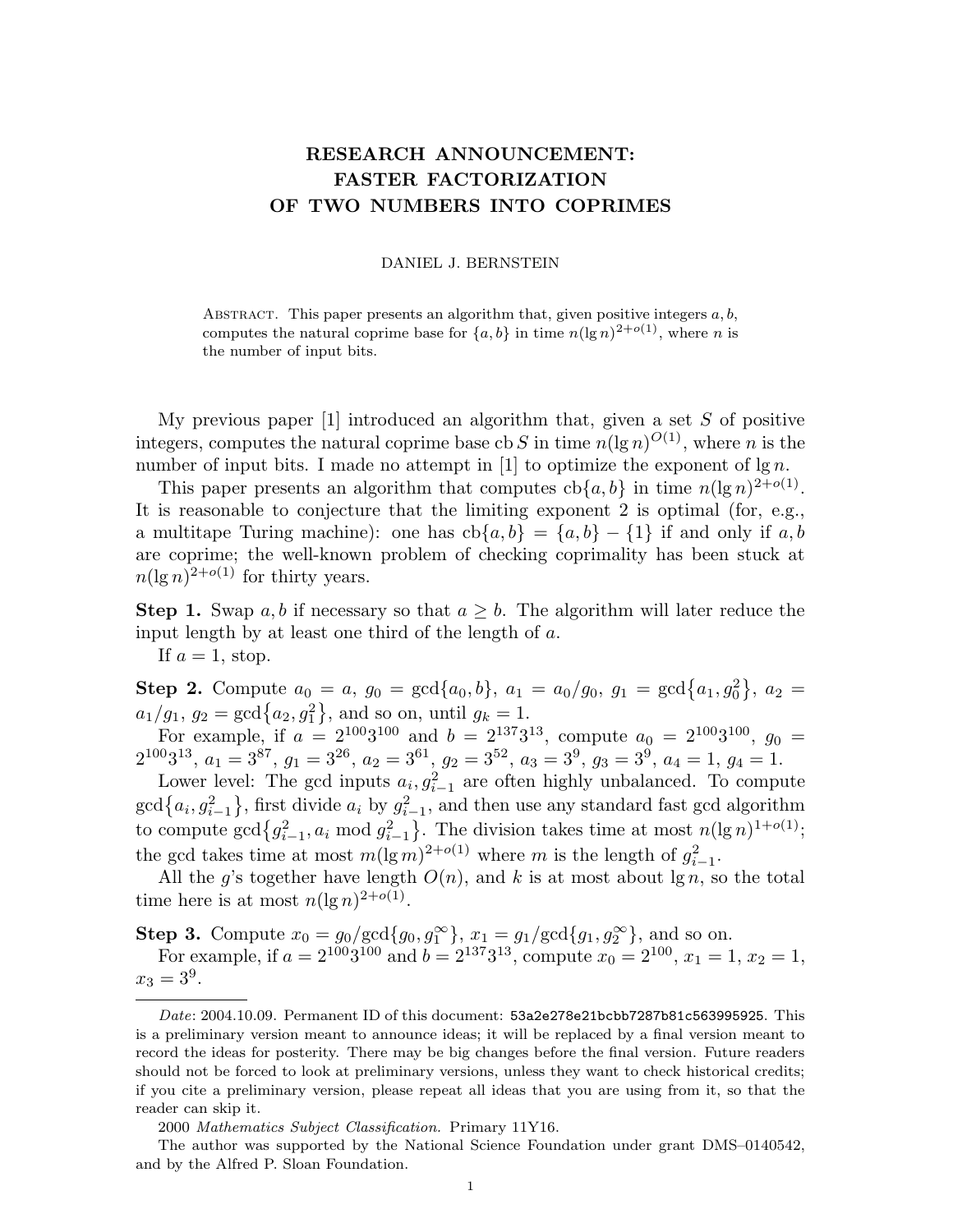# RESEARCH ANNOUNCEMENT: FASTER FACTORIZATION OF TWO NUMBERS INTO COPRIMES

DANIEL J. BERNSTEIN

Abstract. This paper presents an algorithm that, given positive integers $a, b$, computes the natural coprime base for $\{a, b\}$ in time $n(\lg n)^{2+o(1)}$, where $n$ is the number of input bits.

My previous paper [1] introduced an algorithm that, given a set $S$ of positive integers, computes the natural coprime base $\operatorname{cb} S$ in time $n(\lg n)^{O(1)}$, where $n$ is the number of input bits. I made no attempt in [1] to optimize the exponent of $\lg n$.

This paper presents an algorithm that computes $\operatorname{cb}\{a, b\}$ in time $n(\lg n)^{2+o(1)}$. It is reasonable to conjecture that the limiting exponent 2 is optimal (for, e.g., a multitape Turing machine): one has $\operatorname{cb}\{a, b\} = \{a, b\} - \{1\}$ if and only if $a, b$ are coprime; the well-known problem of checking coprimality has been stuck at $n(\lg n)^{2+o(1)}$ for thirty years.

**Step 1.** Swap $a, b$ if necessary so that $a \geq b$. The algorithm will later reduce the input length by at least one third of the length of $a$.

If $a = 1$, stop.

**Step 2.** Compute $a_0 = a$, $g_0 = \gcd\{a_0, b\}$, $a_1 = a_0/g_0$, $g_1 = \gcd\{a_1, g_0^2\}$, $a_2 = a_1/g_1$, $g_2 = \gcd\{a_2, g_1^2\}$, and so on, until $g_k = 1$.

For example, if $a = 2^{100}3^{100}$ and $b = 2^{137}3^{13}$, compute $a_0 = 2^{100}3^{100}$, $g_0 = 2^{100}3^{13}$, $a_1 = 3^{87}$, $g_1 = 3^{26}$, $a_2 = 3^{61}$, $g_2 = 3^{52}$, $a_3 = 3^9$, $g_3 = 3^9$, $a_4 = 1$, $g_4 = 1$.

Lower level: The gcd inputs $a_i, g_{i-1}^2$ are often highly unbalanced. To compute $\gcd\{a_i, g_{i-1}^2\}$, first divide $a_i$ by $g_{i-1}^2$, and then use any standard fast gcd algorithm to compute $\gcd\{g_{i-1}^2, a_i \bmod g_{i-1}^2\}$. The division takes time at most $n(\lg n)^{1+o(1)}$; the gcd takes time at most $m(\lg m)^{2+o(1)}$ where $m$ is the length of $g_{i-1}^2$.

All the $g$'s together have length $O(n)$, and $k$ is at most about $\lg n$, so the total time here is at most $n(\lg n)^{2+o(1)}$.

**Step 3.** Compute $x_0 = g_0/\gcd\{g_0, g_1^\infty\}$, $x_1 = g_1/\gcd\{g_1, g_2^\infty\}$, and so on.

For example, if $a = 2^{100}3^{100}$ and $b = 2^{137}3^{13}$, compute $x_0 = 2^{100}$, $x_1 = 1$, $x_2 = 1$, $x_3 = 3^9$.

---

*Date*: 2004.10.09. Permanent ID of this document: `53a2e278e21bcbb7287b81c563995925`. This is a preliminary version meant to announce ideas; it will be replaced by a final version meant to record the ideas for posterity. There may be big changes before the final version. Future readers should not be forced to look at preliminary versions, unless they want to check historical credits; if you cite a preliminary version, please repeat all ideas that you are using from it, so that the reader can skip it.

2000 *Mathematics Subject Classification.* Primary 11Y16.

The author was supported by the National Science Foundation under grant DMS–0140542, and by the Alfred P. Sloan Foundation.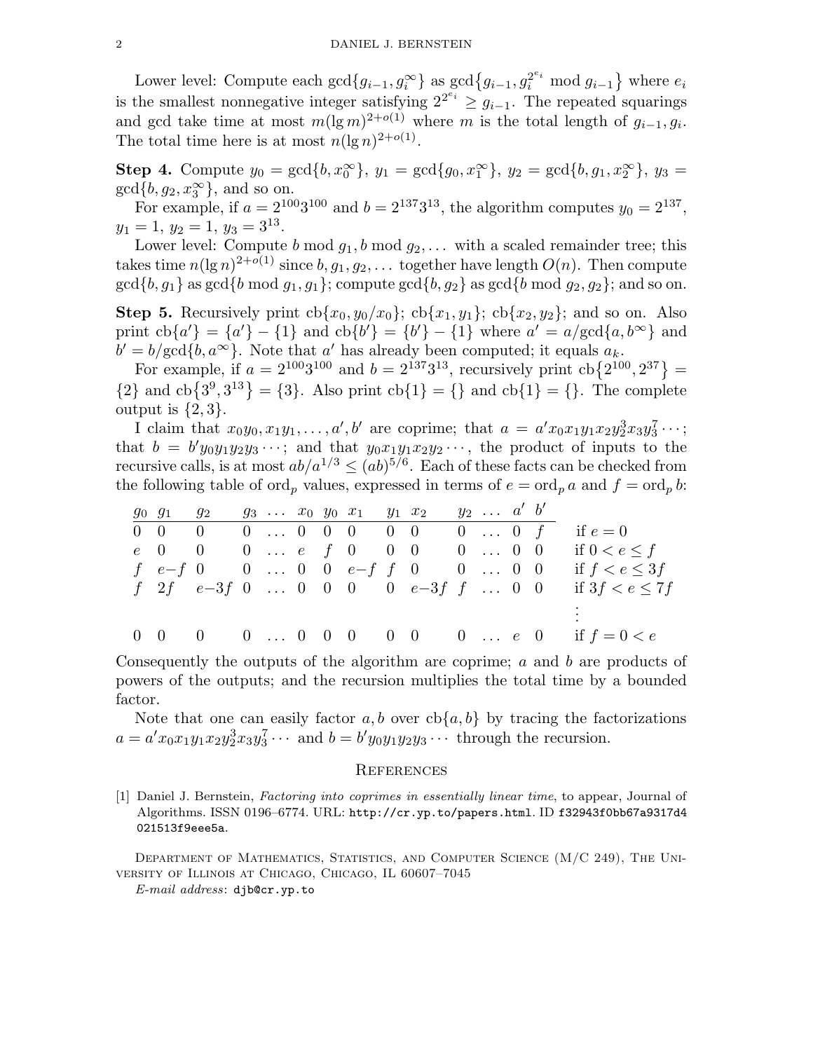Lower level: Compute each $\gcd\{g_{i-1}, g_i^\infty\}$ as $\gcd\{g_{i-1}, g_i^{2^{2^{e_i}}} \bmod g_{i-1}\}$ where $e_i$ is the smallest nonnegative integer satisfying $2^{2^{e_i}} \geq g_{i-1}$. The repeated squarings and gcd take time at most $m(\lg m)^{2+o(1)}$ where $m$ is the total length of $g_{i-1}, g_i$. The total time here is at most $n(\lg n)^{2+o(1)}$.

**Step 4.** Compute $y_0 = \gcd\{b, x_0^\infty\}$, $y_1 = \gcd\{g_0, x_1^\infty\}$, $y_2 = \gcd\{b, g_1, x_2^\infty\}$, $y_3 = \gcd\{b, g_2, x_3^\infty\}$, and so on.

For example, if $a = 2^{100}3^{100}$ and $b = 2^{137}3^{13}$, the algorithm computes $y_0 = 2^{137}$, $y_1 = 1$, $y_2 = 1$, $y_3 = 3^{13}$.

Lower level: Compute $b \bmod g_1, b \bmod g_2, \ldots$ with a scaled remainder tree; this takes time $n(\lg n)^{2+o(1)}$ since $b, g_1, g_2, \ldots$ together have length $O(n)$. Then compute $\gcd\{b, g_1\}$ as $\gcd\{b \bmod g_1, g_1\}$; compute $\gcd\{b, g_2\}$ as $\gcd\{b \bmod g_2, g_2\}$; and so on.

**Step 5.** Recursively print $\operatorname{cb}\{x_0, y_0/x_0\}$; $\operatorname{cb}\{x_1, y_1\}$; $\operatorname{cb}\{x_2, y_2\}$; and so on. Also print $\operatorname{cb}\{a'\} = \{a'\} - \{1\}$ and $\operatorname{cb}\{b'\} = \{b'\} - \{1\}$ where $a' = a/\gcd\{a, b^\infty\}$ and $b' = b/\gcd\{b, a^\infty\}$. Note that $a'$ has already been computed; it equals $a_k$.

For example, if $a = 2^{100}3^{100}$ and $b = 2^{137}3^{13}$, recursively print $\operatorname{cb}\{2^{100}, 2^{37}\} = \{2\}$ and $\operatorname{cb}\{3^9, 3^{13}\} = \{3\}$. Also print $\operatorname{cb}\{1\} = \{\}$ and $\operatorname{cb}\{1\} = \{\}$. The complete output is $\{2, 3\}$.

I claim that $x_0y_0, x_1y_1, \ldots, a', b'$ are coprime; that $a = a'x_0x_1y_1x_2y_2^3x_3y_3^7\cdots$; that $b = b'y_0y_1y_2y_3\cdots$; and that $y_0x_1y_1x_2y_2\cdots$, the product of inputs to the recursive calls, is at most $ab/a^{1/3} \leq (ab)^{5/6}$. Each of these facts can be checked from the following table of $\operatorname{ord}_p$ values, expressed in terms of $e = \operatorname{ord}_p a$ and $f = \operatorname{ord}_p b$:

| $g_0$ | $g_1$ | $g_2$ | $g_3$ | $\ldots$ | $x_0$ | $y_0$ | $x_1$ | $y_1$ | $x_2$ | $y_2$ | $\ldots$ | $a'$ | $b'$ | |
|---|---|---|---|---|---|---|---|---|---|---|---|---|---|---|
| 0 | 0 | 0 | 0 | $\ldots$ | 0 | 0 | 0 | 0 | 0 | 0 | $\ldots$ | 0 | $f$ | if $e = 0$ |
| $e$ | 0 | 0 | 0 | $\ldots$ | $e$ | $f$ | 0 | 0 | 0 | 0 | $\ldots$ | 0 | 0 | if $0 < e \leq f$ |
| $f$ | $e-f$ | 0 | 0 | $\ldots$ | 0 | 0 | $e-f$ | $f$ | 0 | 0 | $\ldots$ | 0 | 0 | if $f < e \leq 3f$ |
| $f$ | $2f$ | $e-3f$ | 0 | $\ldots$ | 0 | 0 | 0 | 0 | $e-3f$ | $f$ | $\ldots$ | 0 | 0 | if $3f < e \leq 7f$ |
| | | | | | | | | | | | | | | $\vdots$ |
| 0 | 0 | 0 | 0 | $\ldots$ | 0 | 0 | 0 | 0 | 0 | 0 | $\ldots$ | $e$ | 0 | if $f = 0 < e$ |

Consequently the outputs of the algorithm are coprime; $a$ and $b$ are products of powers of the outputs; and the recursion multiplies the total time by a bounded factor.

Note that one can easily factor $a, b$ over $\operatorname{cb}\{a, b\}$ by tracing the factorizations $a = a'x_0x_1y_1x_2y_2^3x_3y_3^7\cdots$ and $b = b'y_0y_1y_2y_3\cdots$ through the recursion.

## References

[1] Daniel J. Bernstein, *Factoring into coprimes in essentially linear time*, to appear, Journal of Algorithms. ISSN 0196–6774. URL: `http://cr.yp.to/papers.html`. ID `f32943f0bb67a9317d4021513f9eee5a`.

Department of Mathematics, Statistics, and Computer Science (M/C 249), The University of Illinois at Chicago, Chicago, IL 60607–7045

*E-mail address*: `djb@cr.yp.to`